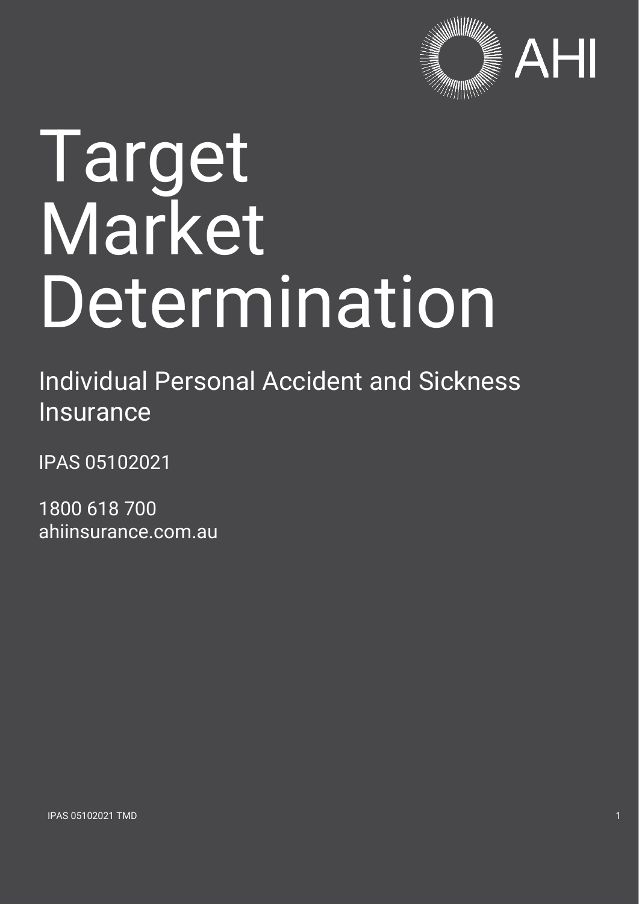AHI

# Target Market Determination

## Individual Personal Accident and Sickness Insurance

IPAS 05102021

1800 618 700
ahiinsurance.com.au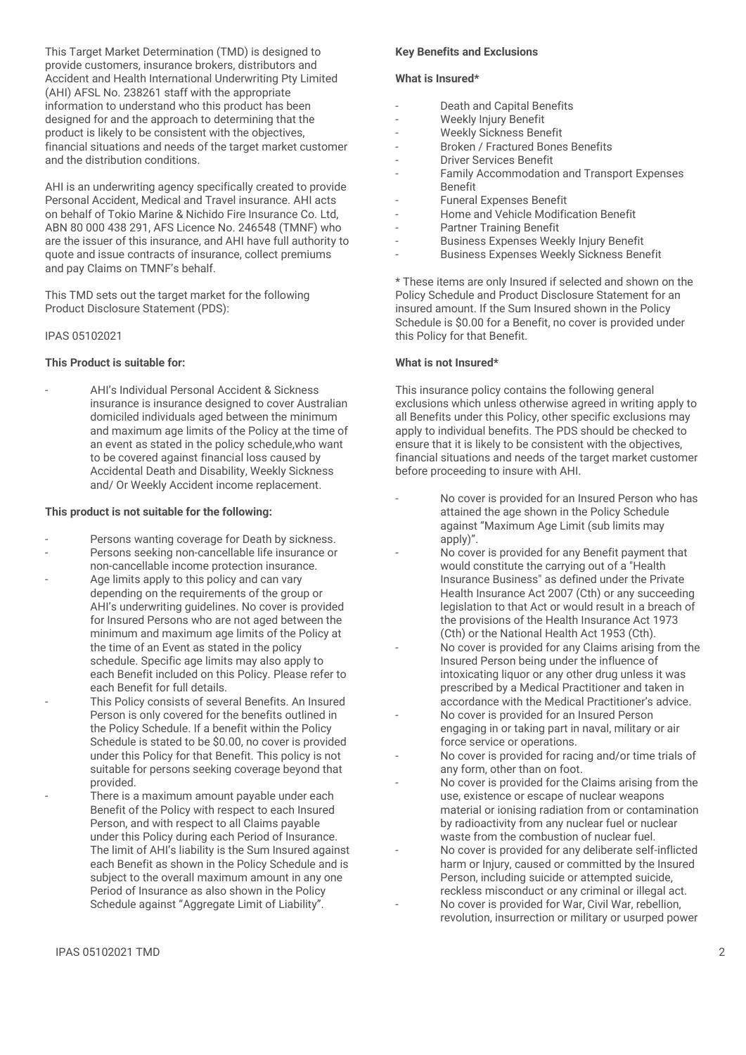This Target Market Determination (TMD) is designed to provide customers, insurance brokers, distributors and Accident and Health International Underwriting Pty Limited (AHI) AFSL No. 238261 staff with the appropriate information to understand who this product has been designed for and the approach to determining that the product is likely to be consistent with the objectives, financial situations and needs of the target market customer and the distribution conditions.

AHI is an underwriting agency specifically created to provide Personal Accident, Medical and Travel insurance. AHI acts on behalf of Tokio Marine & Nichido Fire Insurance Co. Ltd, ABN 80 000 438 291, AFS Licence No. 246548 (TMNF) who are the issuer of this insurance, and AHI have full authority to quote and issue contracts of insurance, collect premiums and pay Claims on TMNF's behalf.

This TMD sets out the target market for the following Product Disclosure Statement (PDS):

IPAS 05102021

**This Product is suitable for:**

- AHI's Individual Personal Accident & Sickness insurance is insurance designed to cover Australian domiciled individuals aged between the minimum and maximum age limits of the Policy at the time of an event as stated in the policy schedule,who want to be covered against financial loss caused by Accidental Death and Disability, Weekly Sickness and/ Or Weekly Accident income replacement.

**This product is not suitable for the following:**

- Persons wanting coverage for Death by sickness.
- Persons seeking non-cancellable life insurance or non-cancellable income protection insurance.
- Age limits apply to this policy and can vary depending on the requirements of the group or AHI's underwriting guidelines. No cover is provided for Insured Persons who are not aged between the minimum and maximum age limits of the Policy at the time of an Event as stated in the policy schedule. Specific age limits may also apply to each Benefit included on this Policy. Please refer to each Benefit for full details.
- This Policy consists of several Benefits. An Insured Person is only covered for the benefits outlined in the Policy Schedule. If a benefit within the Policy Schedule is stated to be $0.00, no cover is provided under this Policy for that Benefit. This policy is not suitable for persons seeking coverage beyond that provided.
- There is a maximum amount payable under each Benefit of the Policy with respect to each Insured Person, and with respect to all Claims payable under this Policy during each Period of Insurance. The limit of AHI's liability is the Sum Insured against each Benefit as shown in the Policy Schedule and is subject to the overall maximum amount in any one Period of Insurance as also shown in the Policy Schedule against "Aggregate Limit of Liability".

**Key Benefits and Exclusions**

**What is Insured***

- Death and Capital Benefits
- Weekly Injury Benefit
- Weekly Sickness Benefit
- Broken / Fractured Bones Benefits
- Driver Services Benefit
- Family Accommodation and Transport Expenses Benefit
- Funeral Expenses Benefit
- Home and Vehicle Modification Benefit
- Partner Training Benefit
- Business Expenses Weekly Injury Benefit
- Business Expenses Weekly Sickness Benefit

* These items are only Insured if selected and shown on the Policy Schedule and Product Disclosure Statement for an insured amount. If the Sum Insured shown in the Policy Schedule is $0.00 for a Benefit, no cover is provided under this Policy for that Benefit.

**What is not Insured***

This insurance policy contains the following general exclusions which unless otherwise agreed in writing apply to all Benefits under this Policy, other specific exclusions may apply to individual benefits. The PDS should be checked to ensure that it is likely to be consistent with the objectives, financial situations and needs of the target market customer before proceeding to insure with AHI.

- No cover is provided for an Insured Person who has attained the age shown in the Policy Schedule against "Maximum Age Limit (sub limits may apply)".
- No cover is provided for any Benefit payment that would constitute the carrying out of a "Health Insurance Business" as defined under the Private Health Insurance Act 2007 (Cth) or any succeeding legislation to that Act or would result in a breach of the provisions of the Health Insurance Act 1973 (Cth) or the National Health Act 1953 (Cth).
- No cover is provided for any Claims arising from the Insured Person being under the influence of intoxicating liquor or any other drug unless it was prescribed by a Medical Practitioner and taken in accordance with the Medical Practitioner's advice.
- No cover is provided for an Insured Person engaging in or taking part in naval, military or air force service or operations.
- No cover is provided for racing and/or time trials of any form, other than on foot.
- No cover is provided for the Claims arising from the use, existence or escape of nuclear weapons material or ionising radiation from or contamination by radioactivity from any nuclear fuel or nuclear waste from the combustion of nuclear fuel.
- No cover is provided for any deliberate self-inflicted harm or Injury, caused or committed by the Insured Person, including suicide or attempted suicide, reckless misconduct or any criminal or illegal act.
- No cover is provided for War, Civil War, rebellion, revolution, insurrection or military or usurped power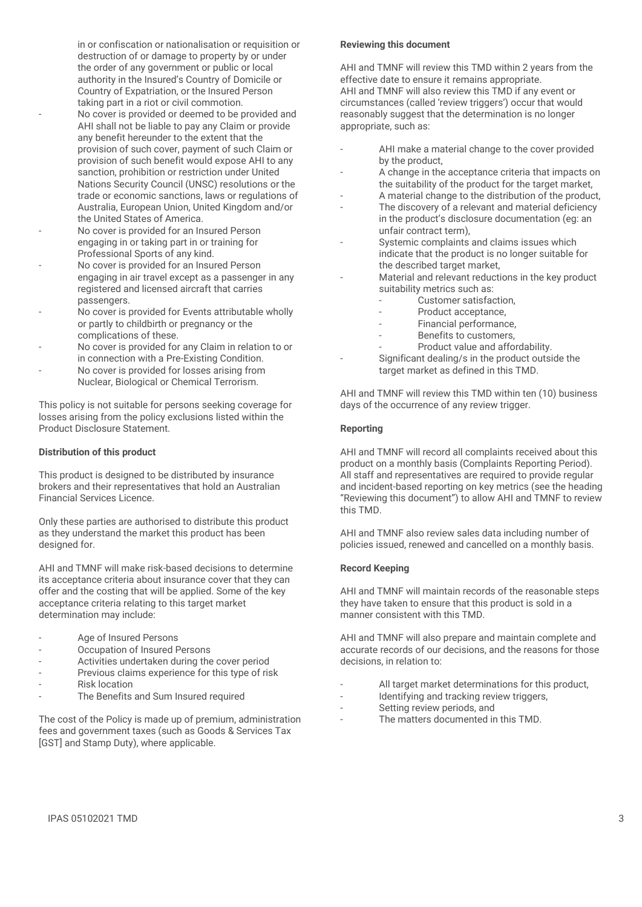in or confiscation or nationalisation or requisition or destruction of or damage to property by or under the order of any government or public or local authority in the Insured's Country of Domicile or Country of Expatriation, or the Insured Person taking part in a riot or civil commotion.

- No cover is provided or deemed to be provided and AHI shall not be liable to pay any Claim or provide any benefit hereunder to the extent that the provision of such cover, payment of such Claim or provision of such benefit would expose AHI to any sanction, prohibition or restriction under United Nations Security Council (UNSC) resolutions or the trade or economic sanctions, laws or regulations of Australia, European Union, United Kingdom and/or the United States of America.
- No cover is provided for an Insured Person engaging in or taking part in or training for Professional Sports of any kind.
- No cover is provided for an Insured Person engaging in air travel except as a passenger in any registered and licensed aircraft that carries passengers.
- No cover is provided for Events attributable wholly or partly to childbirth or pregnancy or the complications of these.
- No cover is provided for any Claim in relation to or in connection with a Pre-Existing Condition.
- No cover is provided for losses arising from Nuclear, Biological or Chemical Terrorism.

This policy is not suitable for persons seeking coverage for losses arising from the policy exclusions listed within the Product Disclosure Statement.

**Distribution of this product**

This product is designed to be distributed by insurance brokers and their representatives that hold an Australian Financial Services Licence.

Only these parties are authorised to distribute this product as they understand the market this product has been designed for.

AHI and TMNF will make risk-based decisions to determine its acceptance criteria about insurance cover that they can offer and the costing that will be applied. Some of the key acceptance criteria relating to this target market determination may include:

- Age of Insured Persons
- Occupation of Insured Persons
- Activities undertaken during the cover period
- Previous claims experience for this type of risk
- Risk location
- The Benefits and Sum Insured required

The cost of the Policy is made up of premium, administration fees and government taxes (such as Goods & Services Tax [GST] and Stamp Duty), where applicable.

**Reviewing this document**

AHI and TMNF will review this TMD within 2 years from the effective date to ensure it remains appropriate.
AHI and TMNF will also review this TMD if any event or circumstances (called 'review triggers') occur that would reasonably suggest that the determination is no longer appropriate, such as:

- AHI make a material change to the cover provided by the product,
- A change in the acceptance criteria that impacts on the suitability of the product for the target market,
- A material change to the distribution of the product,
- The discovery of a relevant and material deficiency in the product's disclosure documentation (eg: an unfair contract term),
- Systemic complaints and claims issues which indicate that the product is no longer suitable for the described target market,
- Material and relevant reductions in the key product suitability metrics such as:
    - Customer satisfaction,
    - Product acceptance,
    - Financial performance,
    - Benefits to customers,
    - Product value and affordability.
- Significant dealing/s in the product outside the target market as defined in this TMD.

AHI and TMNF will review this TMD within ten (10) business days of the occurrence of any review trigger.

**Reporting**

AHI and TMNF will record all complaints received about this product on a monthly basis (Complaints Reporting Period). All staff and representatives are required to provide regular and incident-based reporting on key metrics (see the heading "Reviewing this document") to allow AHI and TMNF to review this TMD.

AHI and TMNF also review sales data including number of policies issued, renewed and cancelled on a monthly basis.

**Record Keeping**

AHI and TMNF will maintain records of the reasonable steps they have taken to ensure that this product is sold in a manner consistent with this TMD.

AHI and TMNF will also prepare and maintain complete and accurate records of our decisions, and the reasons for those decisions, in relation to:

- All target market determinations for this product,
- Identifying and tracking review triggers,
- Setting review periods, and
- The matters documented in this TMD.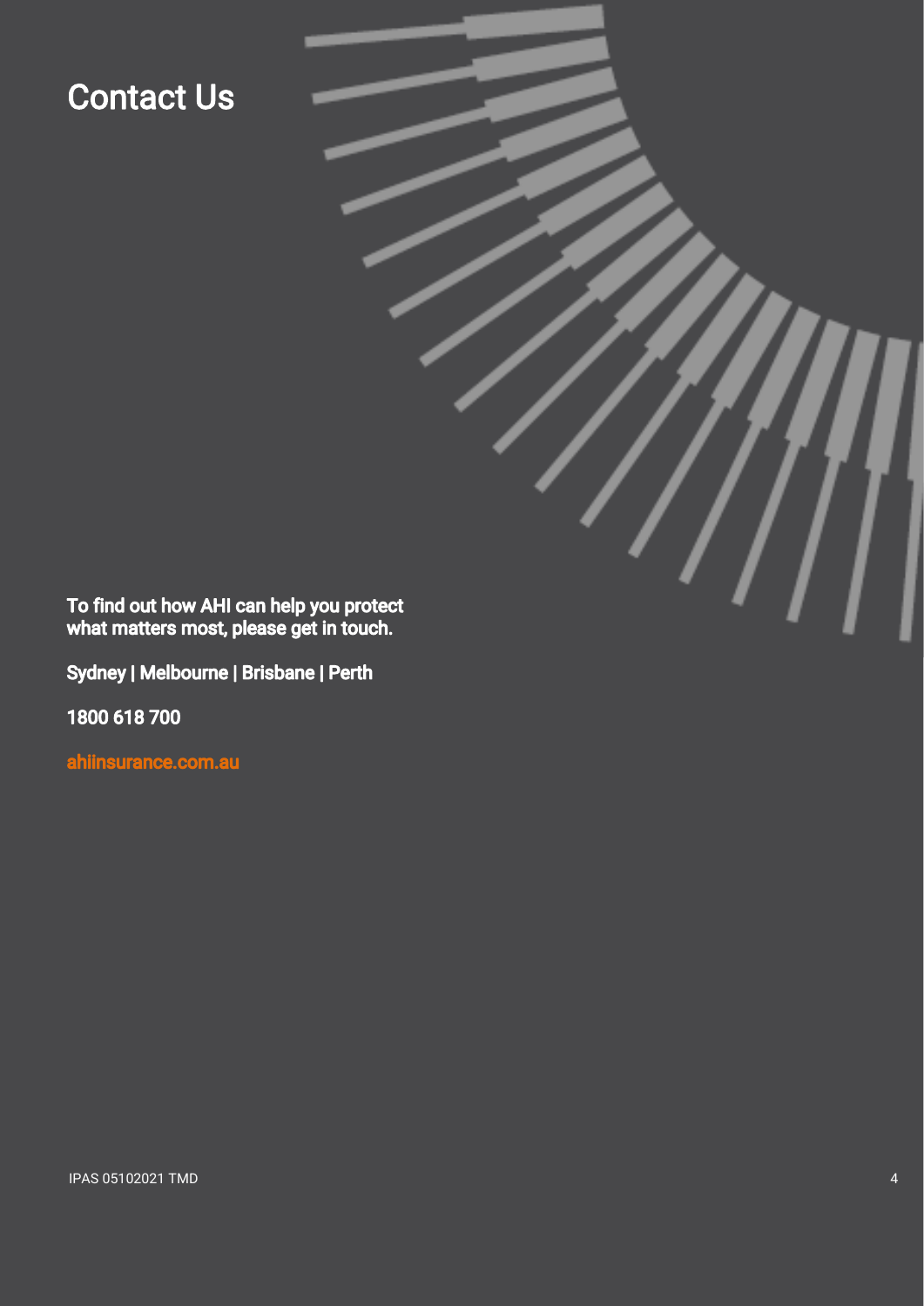# Contact Us

**To find out how AHI can help you protect what matters most, please get in touch.**

**Sydney | Melbourne | Brisbane | Perth**

**1800 618 700**

**ahiinsurance.com.au**

IPAS 05102021 TMD